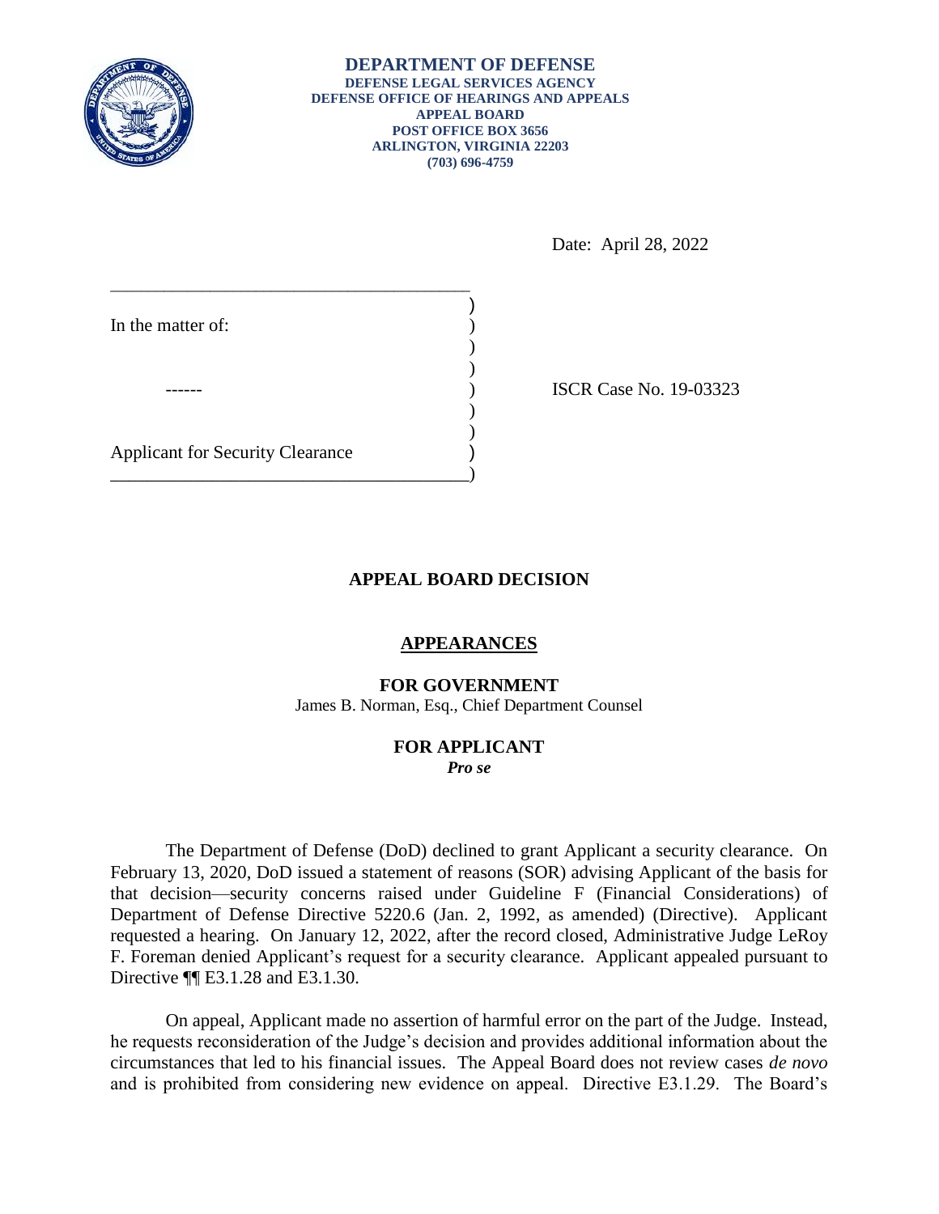**DEPARTMENT OF DEFENSE**
**DEFENSE LEGAL SERVICES AGENCY**
**DEFENSE OFFICE OF HEARINGS AND APPEALS**
**APPEAL BOARD**
**POST OFFICE BOX 3656**
**ARLINGTON, VIRGINIA 22203**
**(703) 696-4759**

Date: April 28, 2022

In the matter of:

------

Applicant for Security Clearance

ISCR Case No. 19-03323

## APPEAL BOARD DECISION

### APPEARANCES

**FOR GOVERNMENT**
James B. Norman, Esq., Chief Department Counsel

**FOR APPLICANT**
***Pro se***

The Department of Defense (DoD) declined to grant Applicant a security clearance. On February 13, 2020, DoD issued a statement of reasons (SOR) advising Applicant of the basis for that decision—security concerns raised under Guideline F (Financial Considerations) of Department of Defense Directive 5220.6 (Jan. 2, 1992, as amended) (Directive). Applicant requested a hearing. On January 12, 2022, after the record closed, Administrative Judge LeRoy F. Foreman denied Applicant's request for a security clearance. Applicant appealed pursuant to Directive ¶¶ E3.1.28 and E3.1.30.

On appeal, Applicant made no assertion of harmful error on the part of the Judge. Instead, he requests reconsideration of the Judge's decision and provides additional information about the circumstances that led to his financial issues. The Appeal Board does not review cases *de novo* and is prohibited from considering new evidence on appeal. Directive E3.1.29. The Board's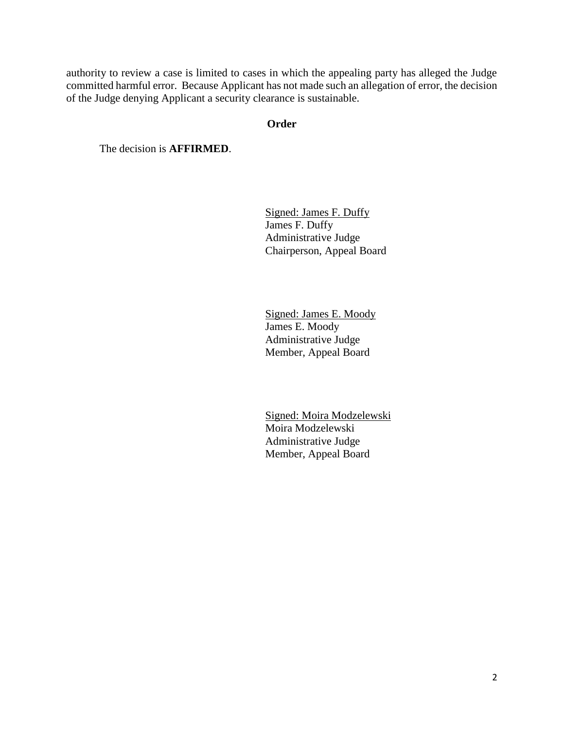authority to review a case is limited to cases in which the appealing party has alleged the Judge committed harmful error. Because Applicant has not made such an allegation of error, the decision of the Judge denying Applicant a security clearance is sustainable.

**Order**

The decision is **AFFIRMED**.

Signed: James F. Duffy
James F. Duffy
Administrative Judge
Chairperson, Appeal Board

Signed: James E. Moody
James E. Moody
Administrative Judge
Member, Appeal Board

Signed: Moira Modzelewski
Moira Modzelewski
Administrative Judge
Member, Appeal Board